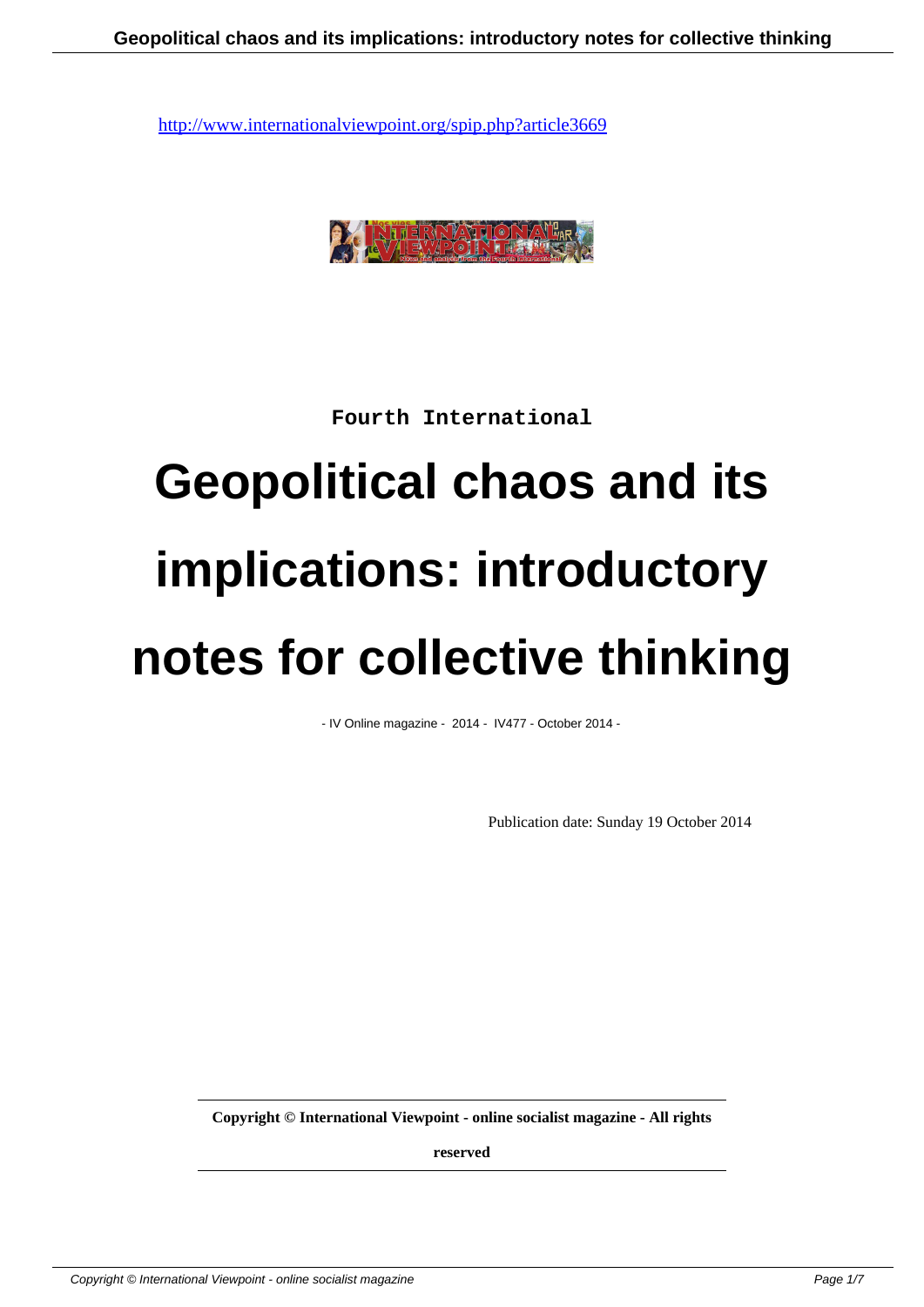http://www.internationalviewpoint.org/spip.php?article3669

Fourth International

# Geopolitical chaos and its implications: introductory notes for collective thinking

- IV Online magazine - 2014 - IV477 - October 2014 -

Publication date: Sunday 19 October 2014

**Copyright © International Viewpoint - online socialist magazine - All rights reserved**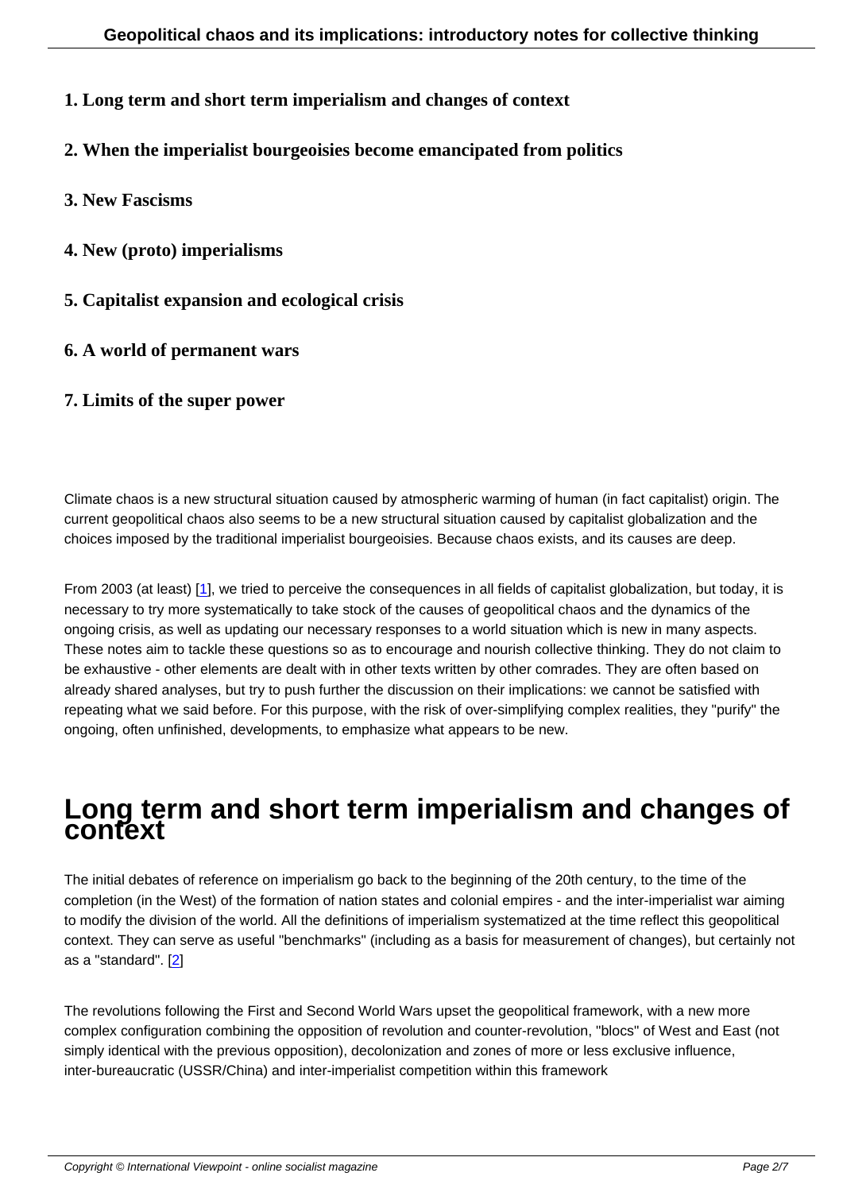1. **Long term and short term imperialism and changes of context**

2. **When the imperialist bourgeoisies become emancipated from politics**

3. **New Fascisms**

4. **New (proto) imperialisms**

5. **Capitalist expansion and ecological crisis**

6. **A world of permanent wars**

7. **Limits of the super power**

Climate chaos is a new structural situation caused by atmospheric warming of human (in fact capitalist) origin. The current geopolitical chaos also seems to be a new structural situation caused by capitalist globalization and the choices imposed by the traditional imperialist bourgeoisies. Because chaos exists, and its causes are deep.

From 2003 (at least) [1], we tried to perceive the consequences in all fields of capitalist globalization, but today, it is necessary to try more systematically to take stock of the causes of geopolitical chaos and the dynamics of the ongoing crisis, as well as updating our necessary responses to a world situation which is new in many aspects. These notes aim to tackle these questions so as to encourage and nourish collective thinking. They do not claim to be exhaustive - other elements are dealt with in other texts written by other comrades. They are often based on already shared analyses, but try to push further the discussion on their implications: we cannot be satisfied with repeating what we said before. For this purpose, with the risk of over-simplifying complex realities, they "purify" the ongoing, often unfinished, developments, to emphasize what appears to be new.

# Long term and short term imperialism and changes of context

The initial debates of reference on imperialism go back to the beginning of the 20th century, to the time of the completion (in the West) of the formation of nation states and colonial empires - and the inter-imperialist war aiming to modify the division of the world. All the definitions of imperialism systematized at the time reflect this geopolitical context. They can serve as useful "benchmarks" (including as a basis for measurement of changes), but certainly not as a "standard". [2]

The revolutions following the First and Second World Wars upset the geopolitical framework, with a new more complex configuration combining the opposition of revolution and counter-revolution, "blocs" of West and East (not simply identical with the previous opposition), decolonization and zones of more or less exclusive influence, inter-bureaucratic (USSR/China) and inter-imperialist competition within this framework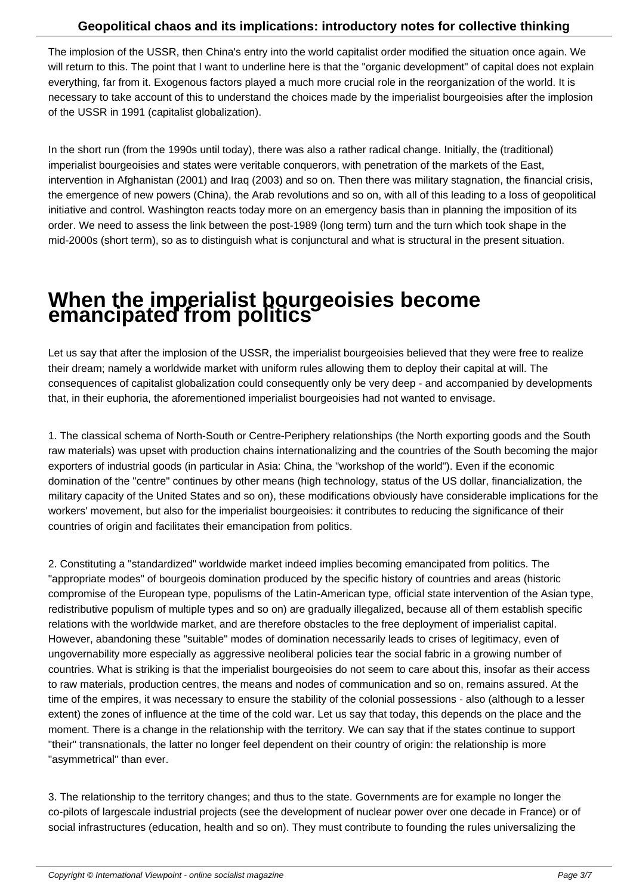The implosion of the USSR, then China's entry into the world capitalist order modified the situation once again. We will return to this. The point that I want to underline here is that the "organic development" of capital does not explain everything, far from it. Exogenous factors played a much more crucial role in the reorganization of the world. It is necessary to take account of this to understand the choices made by the imperialist bourgeoisies after the implosion of the USSR in 1991 (capitalist globalization).

In the short run (from the 1990s until today), there was also a rather radical change. Initially, the (traditional) imperialist bourgeoisies and states were veritable conquerors, with penetration of the markets of the East, intervention in Afghanistan (2001) and Iraq (2003) and so on. Then there was military stagnation, the financial crisis, the emergence of new powers (China), the Arab revolutions and so on, with all of this leading to a loss of geopolitical initiative and control. Washington reacts today more on an emergency basis than in planning the imposition of its order. We need to assess the link between the post-1989 (long term) turn and the turn which took shape in the mid-2000s (short term), so as to distinguish what is conjunctural and what is structural in the present situation.

# When the imperialist bourgeoisies become emancipated from politics

Let us say that after the implosion of the USSR, the imperialist bourgeoisies believed that they were free to realize their dream; namely a worldwide market with uniform rules allowing them to deploy their capital at will. The consequences of capitalist globalization could consequently only be very deep - and accompanied by developments that, in their euphoria, the aforementioned imperialist bourgeoisies had not wanted to envisage.

1. The classical schema of North-South or Centre-Periphery relationships (the North exporting goods and the South raw materials) was upset with production chains internationalizing and the countries of the South becoming the major exporters of industrial goods (in particular in Asia: China, the "workshop of the world"). Even if the economic domination of the "centre" continues by other means (high technology, status of the US dollar, financialization, the military capacity of the United States and so on), these modifications obviously have considerable implications for the workers' movement, but also for the imperialist bourgeoisies: it contributes to reducing the significance of their countries of origin and facilitates their emancipation from politics.

2. Constituting a "standardized" worldwide market indeed implies becoming emancipated from politics. The "appropriate modes" of bourgeois domination produced by the specific history of countries and areas (historic compromise of the European type, populisms of the Latin-American type, official state intervention of the Asian type, redistributive populism of multiple types and so on) are gradually illegalized, because all of them establish specific relations with the worldwide market, and are therefore obstacles to the free deployment of imperialist capital. However, abandoning these "suitable" modes of domination necessarily leads to crises of legitimacy, even of ungovernability more especially as aggressive neoliberal policies tear the social fabric in a growing number of countries. What is striking is that the imperialist bourgeoisies do not seem to care about this, insofar as their access to raw materials, production centres, the means and nodes of communication and so on, remains assured. At the time of the empires, it was necessary to ensure the stability of the colonial possessions - also (although to a lesser extent) the zones of influence at the time of the cold war. Let us say that today, this depends on the place and the moment. There is a change in the relationship with the territory. We can say that if the states continue to support "their" transnationals, the latter no longer feel dependent on their country of origin: the relationship is more "asymmetrical" than ever.

3. The relationship to the territory changes; and thus to the state. Governments are for example no longer the co-pilots of largescale industrial projects (see the development of nuclear power over one decade in France) or of social infrastructures (education, health and so on). They must contribute to founding the rules universalizing the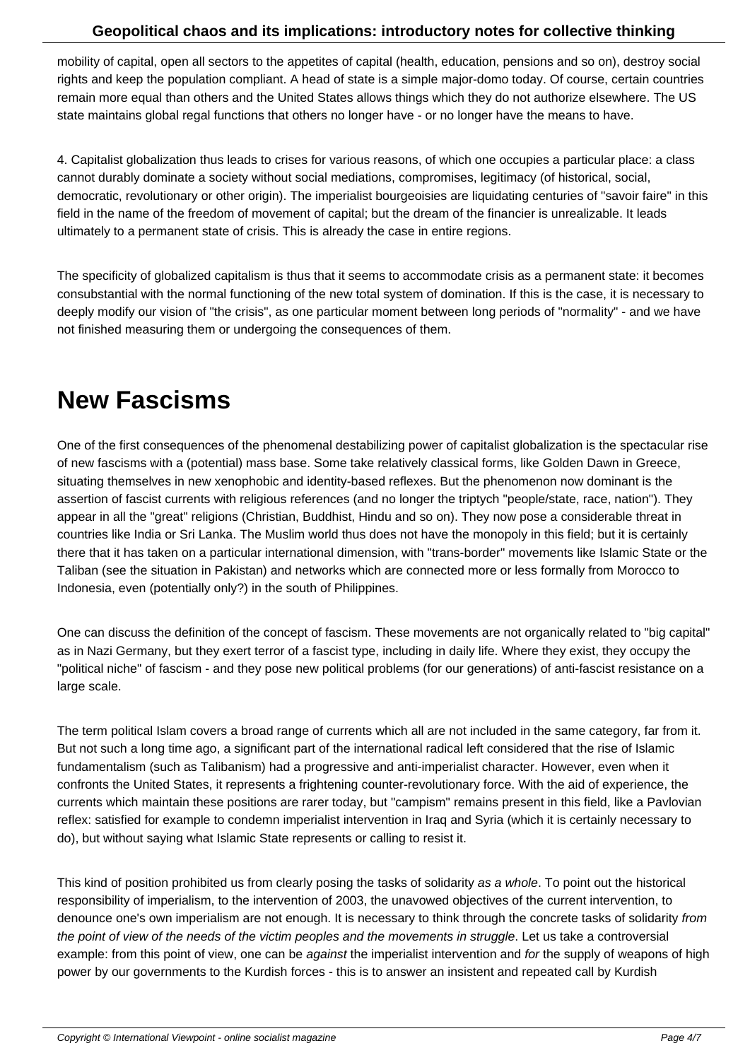mobility of capital, open all sectors to the appetites of capital (health, education, pensions and so on), destroy social rights and keep the population compliant. A head of state is a simple major-domo today. Of course, certain countries remain more equal than others and the United States allows things which they do not authorize elsewhere. The US state maintains global regal functions that others no longer have - or no longer have the means to have.

4. Capitalist globalization thus leads to crises for various reasons, of which one occupies a particular place: a class cannot durably dominate a society without social mediations, compromises, legitimacy (of historical, social, democratic, revolutionary or other origin). The imperialist bourgeoisies are liquidating centuries of "savoir faire" in this field in the name of the freedom of movement of capital; but the dream of the financier is unrealizable. It leads ultimately to a permanent state of crisis. This is already the case in entire regions.

The specificity of globalized capitalism is thus that it seems to accommodate crisis as a permanent state: it becomes consubstantial with the normal functioning of the new total system of domination. If this is the case, it is necessary to deeply modify our vision of "the crisis", as one particular moment between long periods of "normality" - and we have not finished measuring them or undergoing the consequences of them.

# New Fascisms

One of the first consequences of the phenomenal destabilizing power of capitalist globalization is the spectacular rise of new fascisms with a (potential) mass base. Some take relatively classical forms, like Golden Dawn in Greece, situating themselves in new xenophobic and identity-based reflexes. But the phenomenon now dominant is the assertion of fascist currents with religious references (and no longer the triptych "people/state, race, nation"). They appear in all the "great" religions (Christian, Buddhist, Hindu and so on). They now pose a considerable threat in countries like India or Sri Lanka. The Muslim world thus does not have the monopoly in this field; but it is certainly there that it has taken on a particular international dimension, with "trans-border" movements like Islamic State or the Taliban (see the situation in Pakistan) and networks which are connected more or less formally from Morocco to Indonesia, even (potentially only?) in the south of Philippines.

One can discuss the definition of the concept of fascism. These movements are not organically related to "big capital" as in Nazi Germany, but they exert terror of a fascist type, including in daily life. Where they exist, they occupy the "political niche" of fascism - and they pose new political problems (for our generations) of anti-fascist resistance on a large scale.

The term political Islam covers a broad range of currents which all are not included in the same category, far from it. But not such a long time ago, a significant part of the international radical left considered that the rise of Islamic fundamentalism (such as Talibanism) had a progressive and anti-imperialist character. However, even when it confronts the United States, it represents a frightening counter-revolutionary force. With the aid of experience, the currents which maintain these positions are rarer today, but "campism" remains present in this field, like a Pavlovian reflex: satisfied for example to condemn imperialist intervention in Iraq and Syria (which it is certainly necessary to do), but without saying what Islamic State represents or calling to resist it.

This kind of position prohibited us from clearly posing the tasks of solidarity *as a whole*. To point out the historical responsibility of imperialism, to the intervention of 2003, the unavowed objectives of the current intervention, to denounce one's own imperialism are not enough. It is necessary to think through the concrete tasks of solidarity *from the point of view of the needs of the victim peoples and the movements in struggle*. Let us take a controversial example: from this point of view, one can be *against* the imperialist intervention and *for* the supply of weapons of high power by our governments to the Kurdish forces - this is to answer an insistent and repeated call by Kurdish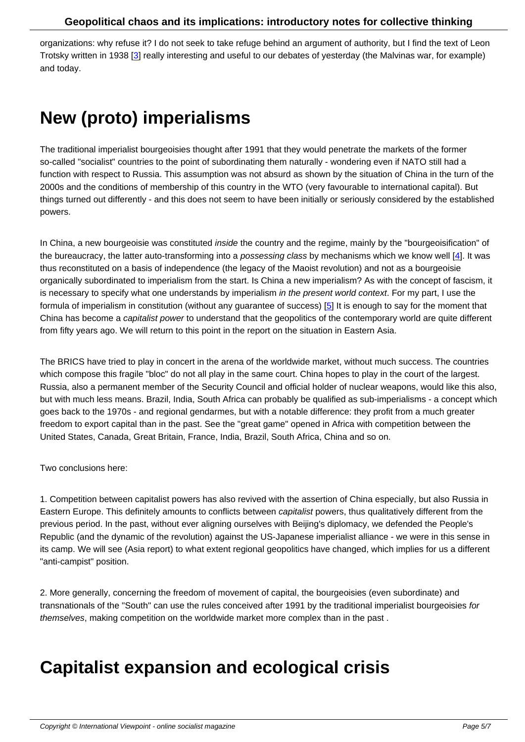organizations: why refuse it? I do not seek to take refuge behind an argument of authority, but I find the text of Leon Trotsky written in 1938 [3] really interesting and useful to our debates of yesterday (the Malvinas war, for example) and today.

# New (proto) imperialisms

The traditional imperialist bourgeoisies thought after 1991 that they would penetrate the markets of the former so-called "socialist" countries to the point of subordinating them naturally - wondering even if NATO still had a function with respect to Russia. This assumption was not absurd as shown by the situation of China in the turn of the 2000s and the conditions of membership of this country in the WTO (very favourable to international capital). But things turned out differently - and this does not seem to have been initially or seriously considered by the established powers.

In China, a new bourgeoisie was constituted *inside* the country and the regime, mainly by the "bourgeoisification" of the bureaucracy, the latter auto-transforming into a *possessing class* by mechanisms which we know well [4]. It was thus reconstituted on a basis of independence (the legacy of the Maoist revolution) and not as a bourgeoisie organically subordinated to imperialism from the start. Is China a new imperialism? As with the concept of fascism, it is necessary to specify what one understands by imperialism *in the present world context*. For my part, I use the formula of imperialism in constitution (without any guarantee of success) [5] It is enough to say for the moment that China has become a *capitalist power* to understand that the geopolitics of the contemporary world are quite different from fifty years ago. We will return to this point in the report on the situation in Eastern Asia.

The BRICS have tried to play in concert in the arena of the worldwide market, without much success. The countries which compose this fragile "bloc" do not all play in the same court. China hopes to play in the court of the largest. Russia, also a permanent member of the Security Council and official holder of nuclear weapons, would like this also, but with much less means. Brazil, India, South Africa can probably be qualified as sub-imperialisms - a concept which goes back to the 1970s - and regional gendarmes, but with a notable difference: they profit from a much greater freedom to export capital than in the past. See the "great game" opened in Africa with competition between the United States, Canada, Great Britain, France, India, Brazil, South Africa, China and so on.

Two conclusions here:

1. Competition between capitalist powers has also revived with the assertion of China especially, but also Russia in Eastern Europe. This definitely amounts to conflicts between *capitalist* powers, thus qualitatively different from the previous period. In the past, without ever aligning ourselves with Beijing's diplomacy, we defended the People's Republic (and the dynamic of the revolution) against the US-Japanese imperialist alliance - we were in this sense in its camp. We will see (Asia report) to what extent regional geopolitics have changed, which implies for us a different "anti-campist" position.

2. More generally, concerning the freedom of movement of capital, the bourgeoisies (even subordinate) and transnationals of the "South" can use the rules conceived after 1991 by the traditional imperialist bourgeoisies *for themselves*, making competition on the worldwide market more complex than in the past .

# Capitalist expansion and ecological crisis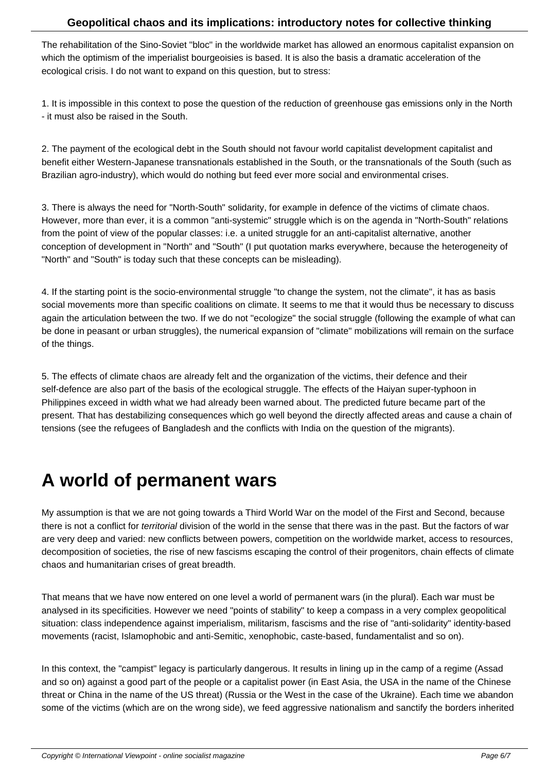The rehabilitation of the Sino-Soviet "bloc" in the worldwide market has allowed an enormous capitalist expansion on which the optimism of the imperialist bourgeoisies is based. It is also the basis a dramatic acceleration of the ecological crisis. I do not want to expand on this question, but to stress:

1. It is impossible in this context to pose the question of the reduction of greenhouse gas emissions only in the North - it must also be raised in the South.

2. The payment of the ecological debt in the South should not favour world capitalist development capitalist and benefit either Western-Japanese transnationals established in the South, or the transnationals of the South (such as Brazilian agro-industry), which would do nothing but feed ever more social and environmental crises.

3. There is always the need for "North-South" solidarity, for example in defence of the victims of climate chaos. However, more than ever, it is a common "anti-systemic" struggle which is on the agenda in "North-South" relations from the point of view of the popular classes: i.e. a united struggle for an anti-capitalist alternative, another conception of development in "North" and "South" (I put quotation marks everywhere, because the heterogeneity of "North" and "South" is today such that these concepts can be misleading).

4. If the starting point is the socio-environmental struggle "to change the system, not the climate", it has as basis social movements more than specific coalitions on climate. It seems to me that it would thus be necessary to discuss again the articulation between the two. If we do not "ecologize" the social struggle (following the example of what can be done in peasant or urban struggles), the numerical expansion of "climate" mobilizations will remain on the surface of the things.

5. The effects of climate chaos are already felt and the organization of the victims, their defence and their self-defence are also part of the basis of the ecological struggle. The effects of the Haiyan super-typhoon in Philippines exceed in width what we had already been warned about. The predicted future became part of the present. That has destabilizing consequences which go well beyond the directly affected areas and cause a chain of tensions (see the refugees of Bangladesh and the conflicts with India on the question of the migrants).

# A world of permanent wars

My assumption is that we are not going towards a Third World War on the model of the First and Second, because there is not a conflict for *territorial* division of the world in the sense that there was in the past. But the factors of war are very deep and varied: new conflicts between powers, competition on the worldwide market, access to resources, decomposition of societies, the rise of new fascisms escaping the control of their progenitors, chain effects of climate chaos and humanitarian crises of great breadth.

That means that we have now entered on one level a world of permanent wars (in the plural). Each war must be analysed in its specificities. However we need "points of stability" to keep a compass in a very complex geopolitical situation: class independence against imperialism, militarism, fascisms and the rise of "anti-solidarity" identity-based movements (racist, Islamophobic and anti-Semitic, xenophobic, caste-based, fundamentalist and so on).

In this context, the "campist" legacy is particularly dangerous. It results in lining up in the camp of a regime (Assad and so on) against a good part of the people or a capitalist power (in East Asia, the USA in the name of the Chinese threat or China in the name of the US threat) (Russia or the West in the case of the Ukraine). Each time we abandon some of the victims (which are on the wrong side), we feed aggressive nationalism and sanctify the borders inherited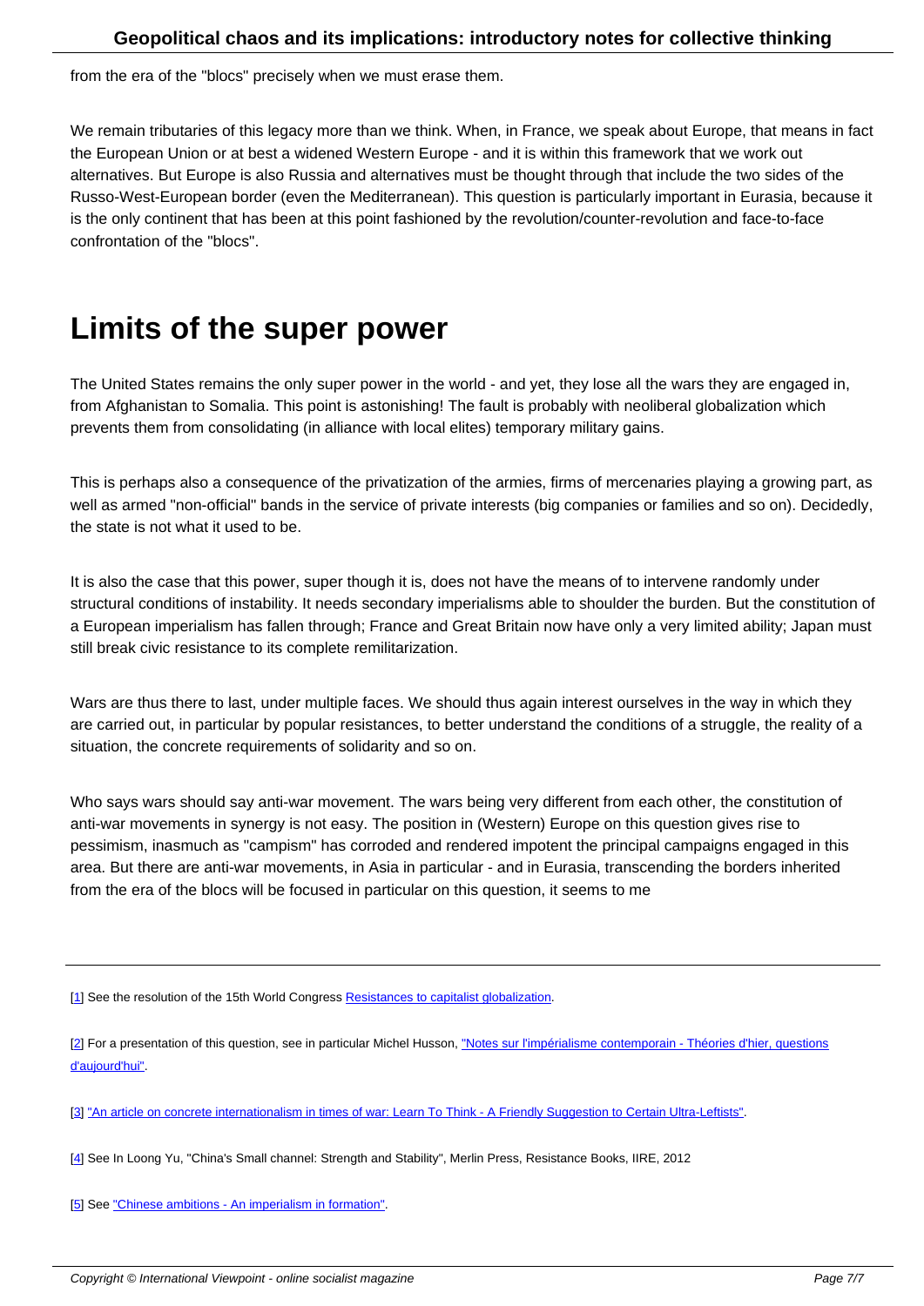from the era of the "blocs" precisely when we must erase them.

We remain tributaries of this legacy more than we think. When, in France, we speak about Europe, that means in fact the European Union or at best a widened Western Europe - and it is within this framework that we work out alternatives. But Europe is also Russia and alternatives must be thought through that include the two sides of the Russo-West-European border (even the Mediterranean). This question is particularly important in Eurasia, because it is the only continent that has been at this point fashioned by the revolution/counter-revolution and face-to-face confrontation of the "blocs".

# Limits of the super power

The United States remains the only super power in the world - and yet, they lose all the wars they are engaged in, from Afghanistan to Somalia. This point is astonishing! The fault is probably with neoliberal globalization which prevents them from consolidating (in alliance with local elites) temporary military gains.

This is perhaps also a consequence of the privatization of the armies, firms of mercenaries playing a growing part, as well as armed "non-official" bands in the service of private interests (big companies or families and so on). Decidedly, the state is not what it used to be.

It is also the case that this power, super though it is, does not have the means of to intervene randomly under structural conditions of instability. It needs secondary imperialisms able to shoulder the burden. But the constitution of a European imperialism has fallen through; France and Great Britain now have only a very limited ability; Japan must still break civic resistance to its complete remilitarization.

Wars are thus there to last, under multiple faces. We should thus again interest ourselves in the way in which they are carried out, in particular by popular resistances, to better understand the conditions of a struggle, the reality of a situation, the concrete requirements of solidarity and so on.

Who says wars should say anti-war movement. The wars being very different from each other, the constitution of anti-war movements in synergy is not easy. The position in (Western) Europe on this question gives rise to pessimism, inasmuch as "campism" has corroded and rendered impotent the principal campaigns engaged in this area. But there are anti-war movements, in Asia in particular - and in Eurasia, transcending the borders inherited from the era of the blocs will be focused in particular on this question, it seems to me

---

[1] See the resolution of the 15th World Congress Resistances to capitalist globalization.

[2] For a presentation of this question, see in particular Michel Husson, "Notes sur l'impérialisme contemporain - Théories d'hier, questions d'aujourd'hui".

[3] "An article on concrete internationalism in times of war: Learn To Think - A Friendly Suggestion to Certain Ultra-Leftists".

[4] See In Loong Yu, "China's Small channel: Strength and Stability", Merlin Press, Resistance Books, IIRE, 2012

[5] See "Chinese ambitions - An imperialism in formation".